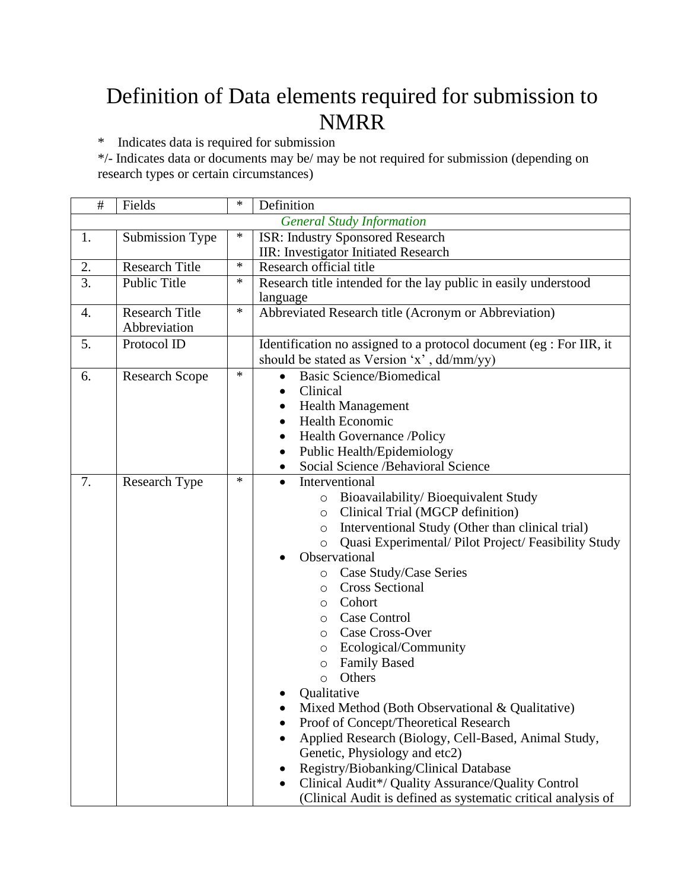# Definition of Data elements required for submission to NMRR

\* Indicates data is required for submission

*/- Indicates data or documents may be/ may be not required for submission (depending on research types or certain circumstances)

| # | Fields | * | Definition |
|---|---|---|---|
| | | | *General Study Information* |
| 1. | Submission Type | * | ISR: Industry Sponsored Research<br>IIR: Investigator Initiated Research |
| 2. | Research Title | * | Research official title |
| 3. | Public Title | * | Research title intended for the lay public in easily understood language |
| 4. | Research Title Abbreviation | * | Abbreviated Research title (Acronym or Abbreviation) |
| 5. | Protocol ID | | Identification no assigned to a protocol document (eg : For IIR, it should be stated as Version 'x' , dd/mm/yy) |
| 6. | Research Scope | * | • Basic Science/Biomedical<br>• Clinical<br>• Health Management<br>• Health Economic<br>• Health Governance /Policy<br>• Public Health/Epidemiology<br>• Social Science /Behavioral Science |
| 7. | Research Type | * | • Interventional<br>○ Bioavailability/ Bioequivalent Study<br>○ Clinical Trial (MGCP definition)<br>○ Interventional Study (Other than clinical trial)<br>○ Quasi Experimental/ Pilot Project/ Feasibility Study<br>• Observational<br>○ Case Study/Case Series<br>○ Cross Sectional<br>○ Cohort<br>○ Case Control<br>○ Case Cross-Over<br>○ Ecological/Community<br>○ Family Based<br>○ Others<br>• Qualitative<br>• Mixed Method (Both Observational & Qualitative)<br>• Proof of Concept/Theoretical Research<br>• Applied Research (Biology, Cell-Based, Animal Study, Genetic, Physiology and etc2)<br>• Registry/Biobanking/Clinical Database<br>• Clinical Audit*/ Quality Assurance/Quality Control (Clinical Audit is defined as systematic critical analysis of |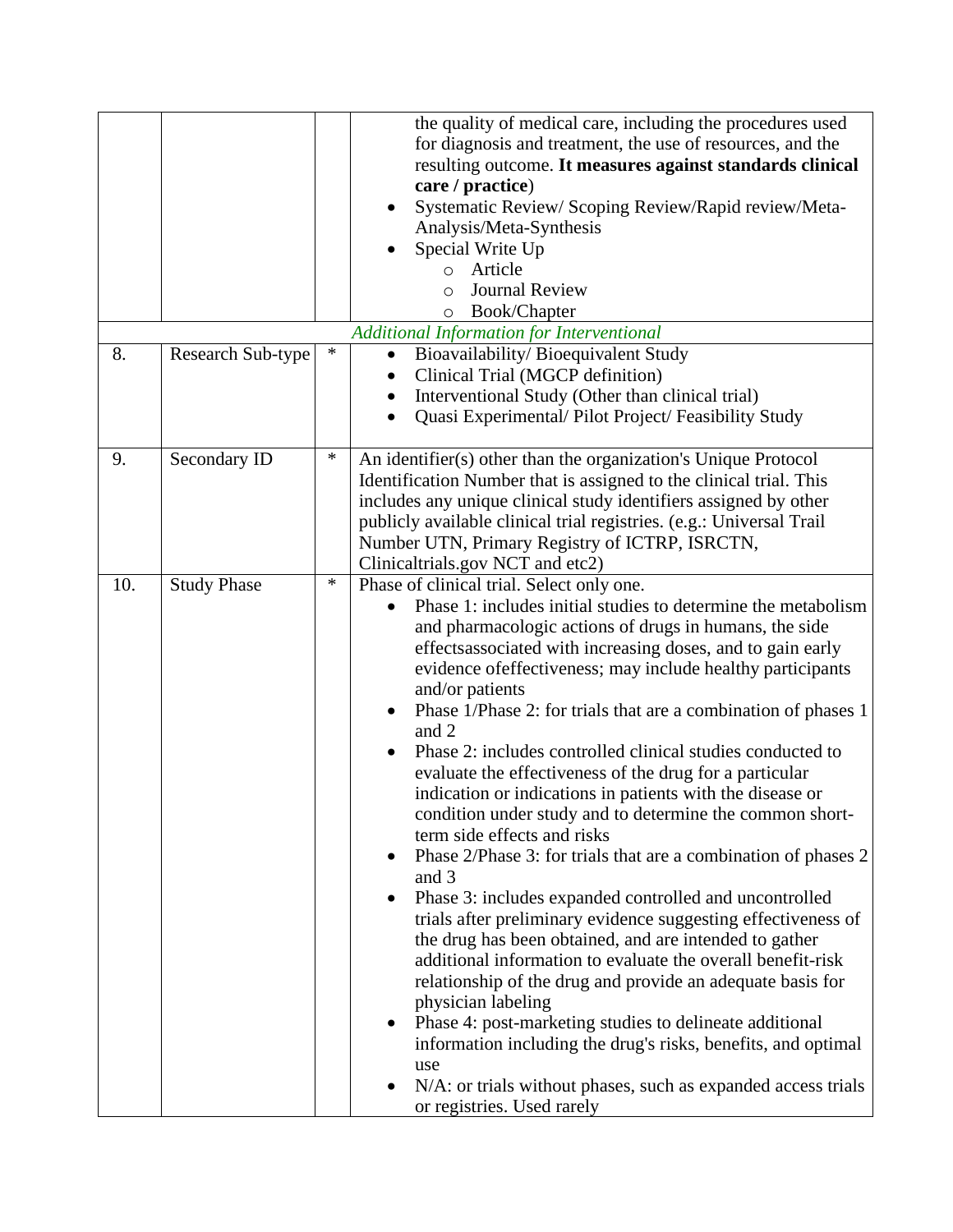| | | | |
|---|---|---|---|
| | | | the quality of medical care, including the procedures used for diagnosis and treatment, the use of resources, and the resulting outcome. **It measures against standards clinical care / practice**)<br>• Systematic Review/ Scoping Review/Rapid review/Meta-Analysis/Meta-Synthesis<br>• Special Write Up<br>  ○ Article<br>  ○ Journal Review<br>  ○ Book/Chapter |
| *Additional Information for Interventional* | | | |
| 8. | Research Sub-type | * | • Bioavailability/ Bioequivalent Study<br>• Clinical Trial (MGCP definition)<br>• Interventional Study (Other than clinical trial)<br>• Quasi Experimental/ Pilot Project/ Feasibility Study |
| 9. | Secondary ID | * | An identifier(s) other than the organization's Unique Protocol Identification Number that is assigned to the clinical trial. This includes any unique clinical study identifiers assigned by other publicly available clinical trial registries. (e.g.: Universal Trail Number UTN, Primary Registry of ICTRP, ISRCTN, Clinicaltrials.gov NCT and etc2) |
| 10. | Study Phase | * | Phase of clinical trial. Select only one.<br>• Phase 1: includes initial studies to determine the metabolism and pharmacologic actions of drugs in humans, the side effectsassociated with increasing doses, and to gain early evidence ofeffectiveness; may include healthy participants and/or patients<br>• Phase 1/Phase 2: for trials that are a combination of phases 1 and 2<br>• Phase 2: includes controlled clinical studies conducted to evaluate the effectiveness of the drug for a particular indication or indications in patients with the disease or condition under study and to determine the common short-term side effects and risks<br>• Phase 2/Phase 3: for trials that are a combination of phases 2 and 3<br>• Phase 3: includes expanded controlled and uncontrolled trials after preliminary evidence suggesting effectiveness of the drug has been obtained, and are intended to gather additional information to evaluate the overall benefit-risk relationship of the drug and provide an adequate basis for physician labeling<br>• Phase 4: post-marketing studies to delineate additional information including the drug's risks, benefits, and optimal use<br>• N/A: or trials without phases, such as expanded access trials or registries. Used rarely |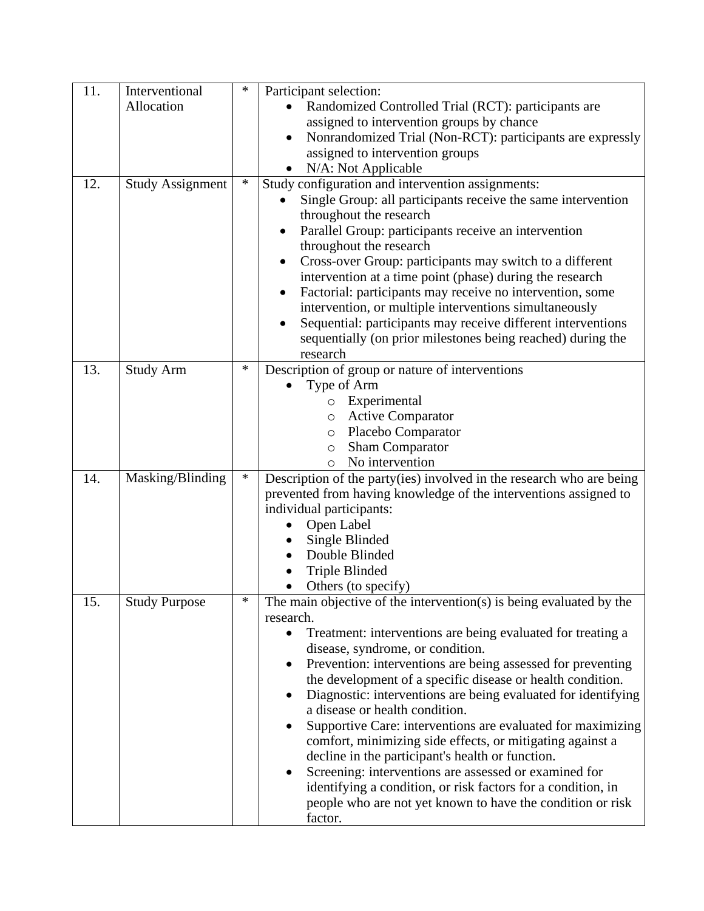| 11. | Interventional Allocation | * | Participant selection:<br>• Randomized Controlled Trial (RCT): participants are assigned to intervention groups by chance<br>• Nonrandomized Trial (Non-RCT): participants are expressly assigned to intervention groups<br>• N/A: Not Applicable |
|---|---|---|---|
| 12. | Study Assignment | * | Study configuration and intervention assignments:<br>• Single Group: all participants receive the same intervention throughout the research<br>• Parallel Group: participants receive an intervention throughout the research<br>• Cross-over Group: participants may switch to a different intervention at a time point (phase) during the research<br>• Factorial: participants may receive no intervention, some intervention, or multiple interventions simultaneously<br>• Sequential: participants may receive different interventions sequentially (on prior milestones being reached) during the research |
| 13. | Study Arm | * | Description of group or nature of interventions<br>• Type of Arm<br>  ○ Experimental<br>  ○ Active Comparator<br>  ○ Placebo Comparator<br>  ○ Sham Comparator<br>  ○ No intervention |
| 14. | Masking/Blinding | * | Description of the party(ies) involved in the research who are being prevented from having knowledge of the interventions assigned to individual participants:<br>• Open Label<br>• Single Blinded<br>• Double Blinded<br>• Triple Blinded<br>• Others (to specify) |
| 15. | Study Purpose | * | The main objective of the intervention(s) is being evaluated by the research.<br>• Treatment: interventions are being evaluated for treating a disease, syndrome, or condition.<br>• Prevention: interventions are being assessed for preventing the development of a specific disease or health condition.<br>• Diagnostic: interventions are being evaluated for identifying a disease or health condition.<br>• Supportive Care: interventions are evaluated for maximizing comfort, minimizing side effects, or mitigating against a decline in the participant's health or function.<br>• Screening: interventions are assessed or examined for identifying a condition, or risk factors for a condition, in people who are not yet known to have the condition or risk factor. |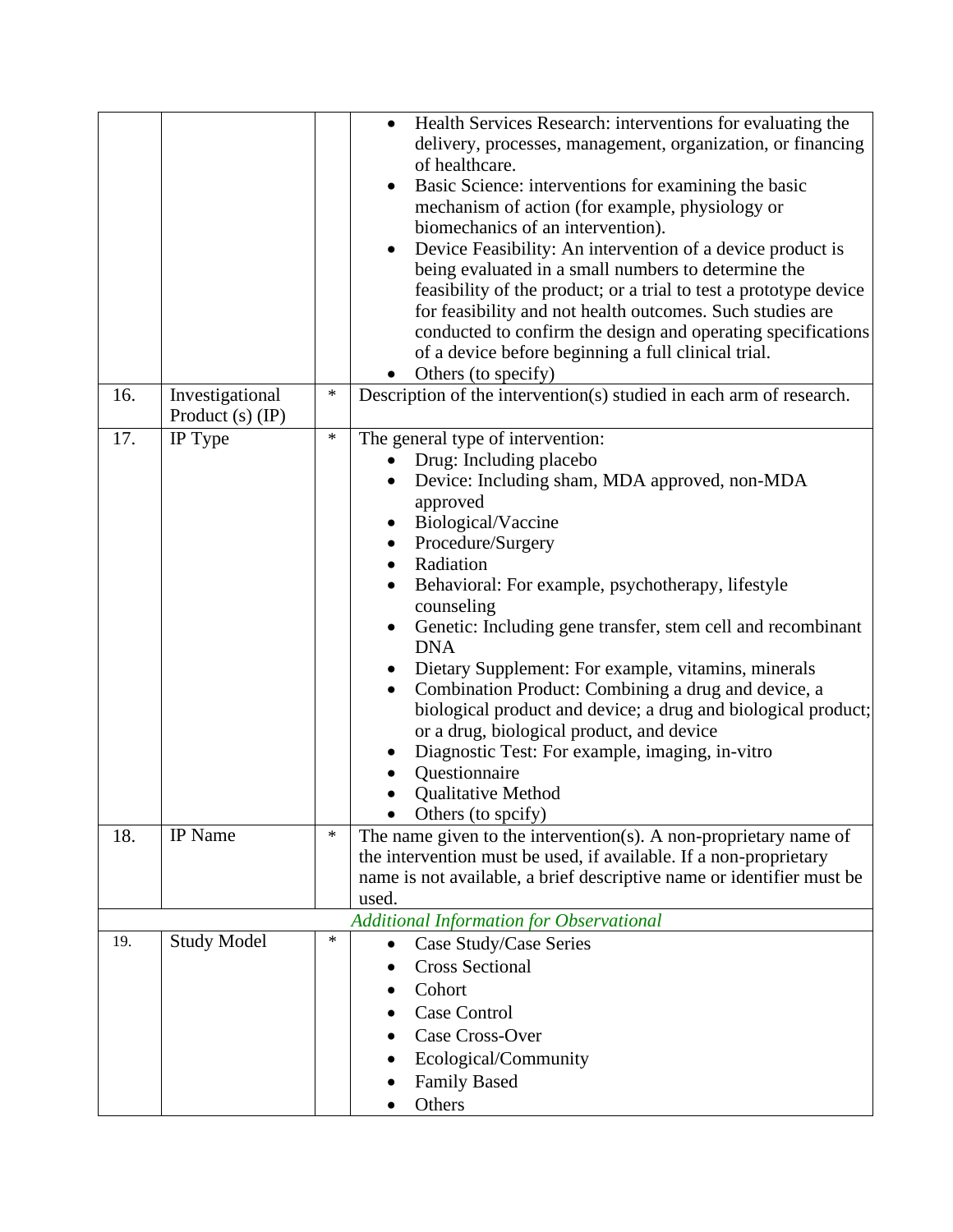| | | | |
|---|---|---|---|
| | | | • Health Services Research: interventions for evaluating the delivery, processes, management, organization, or financing of healthcare.<br>• Basic Science: interventions for examining the basic mechanism of action (for example, physiology or biomechanics of an intervention).<br>• Device Feasibility: An intervention of a device product is being evaluated in a small numbers to determine the feasibility of the product; or a trial to test a prototype device for feasibility and not health outcomes. Such studies are conducted to confirm the design and operating specifications of a device before beginning a full clinical trial.<br>• Others (to specify) |
| 16. | Investigational Product (s) (IP) | * | Description of the intervention(s) studied in each arm of research. |
| 17. | IP Type | * | The general type of intervention:<br>• Drug: Including placebo<br>• Device: Including sham, MDA approved, non-MDA approved<br>• Biological/Vaccine<br>• Procedure/Surgery<br>• Radiation<br>• Behavioral: For example, psychotherapy, lifestyle counseling<br>• Genetic: Including gene transfer, stem cell and recombinant DNA<br>• Dietary Supplement: For example, vitamins, minerals<br>• Combination Product: Combining a drug and device, a biological product and device; a drug and biological product; or a drug, biological product, and device<br>• Diagnostic Test: For example, imaging, in-vitro<br>• Questionnaire<br>• Qualitative Method<br>• Others (to spcify) |
| 18. | IP Name | * | The name given to the intervention(s). A non-proprietary name of the intervention must be used, if available. If a non-proprietary name is not available, a brief descriptive name or identifier must be used. |
| *Additional Information for Observational* | | | |
| 19. | Study Model | * | • Case Study/Case Series<br>• Cross Sectional<br>• Cohort<br>• Case Control<br>• Case Cross-Over<br>• Ecological/Community<br>• Family Based<br>• Others |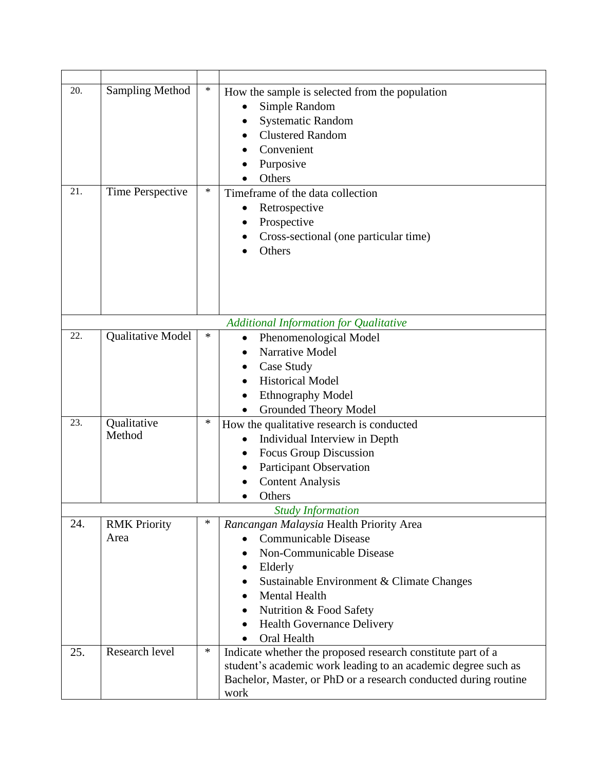| | | | |
|---|---|---|---|
| 20. | Sampling Method | * | How the sample is selected from the population<br>• Simple Random<br>• Systematic Random<br>• Clustered Random<br>• Convenient<br>• Purposive<br>• Others |
| 21. | Time Perspective | * | Timeframe of the data collection<br>• Retrospective<br>• Prospective<br>• Cross-sectional (one particular time)<br>• Others |
| *Additional Information for Qualitative* | | | |
| 22. | Qualitative Model | * | • Phenomenological Model<br>• Narrative Model<br>• Case Study<br>• Historical Model<br>• Ethnography Model<br>• Grounded Theory Model |
| 23. | Qualitative Method | * | How the qualitative research is conducted<br>• Individual Interview in Depth<br>• Focus Group Discussion<br>• Participant Observation<br>• Content Analysis<br>• Others |
| *Study Information* | | | |
| 24. | RMK Priority Area | * | *Rancangan Malaysia* Health Priority Area<br>• Communicable Disease<br>• Non-Communicable Disease<br>• Elderly<br>• Sustainable Environment & Climate Changes<br>• Mental Health<br>• Nutrition & Food Safety<br>• Health Governance Delivery<br>• Oral Health |
| 25. | Research level | * | Indicate whether the proposed research constitute part of a student's academic work leading to an academic degree such as Bachelor, Master, or PhD or a research conducted during routine work |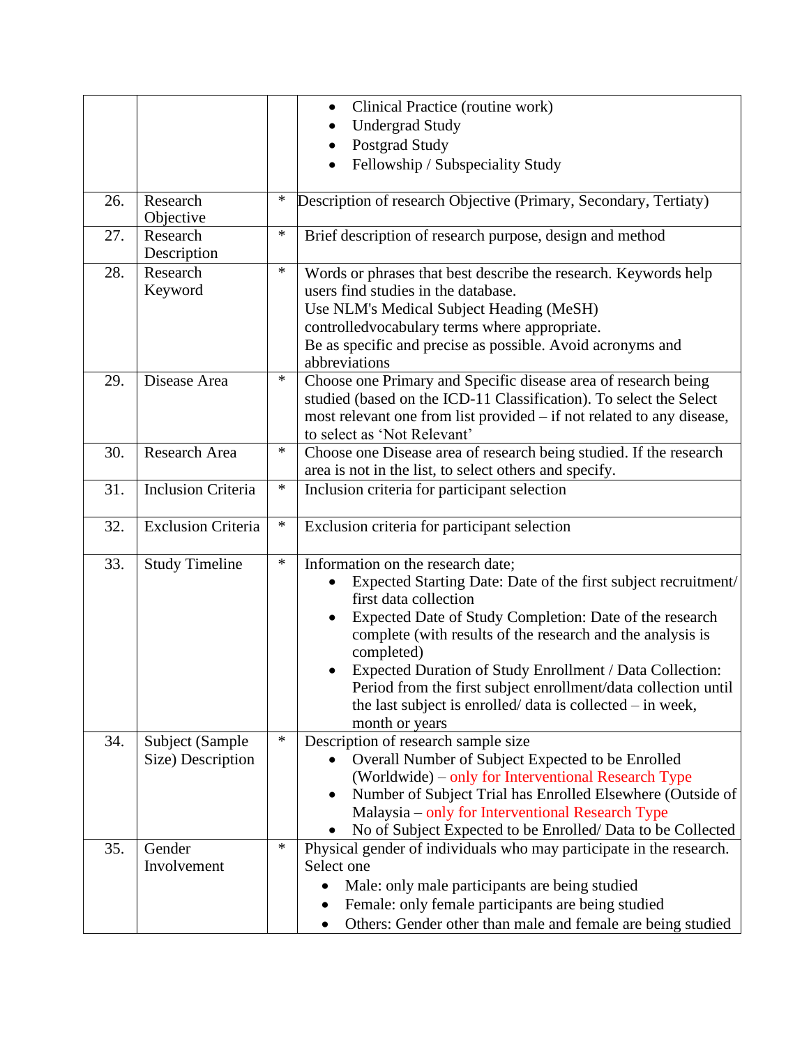| | | | |
|---|---|---|---|
| | | | • Clinical Practice (routine work)<br>• Undergrad Study<br>• Postgrad Study<br>• Fellowship / Subspeciality Study |
| 26. | Research Objective | * | Description of research Objective (Primary, Secondary, Tertiaty) |
| 27. | Research Description | * | Brief description of research purpose, design and method |
| 28. | Research Keyword | * | Words or phrases that best describe the research. Keywords help users find studies in the database.<br>Use NLM's Medical Subject Heading (MeSH) controlledvocabulary terms where appropriate.<br>Be as specific and precise as possible. Avoid acronyms and abbreviations |
| 29. | Disease Area | * | Choose one Primary and Specific disease area of research being studied (based on the ICD-11 Classification). To select the Select most relevant one from list provided – if not related to any disease, to select as 'Not Relevant' |
| 30. | Research Area | * | Choose one Disease area of research being studied. If the research area is not in the list, to select others and specify. |
| 31. | Inclusion Criteria | * | Inclusion criteria for participant selection |
| 32. | Exclusion Criteria | * | Exclusion criteria for participant selection |
| 33. | Study Timeline | * | Information on the research date;<br>• Expected Starting Date: Date of the first subject recruitment/ first data collection<br>• Expected Date of Study Completion: Date of the research complete (with results of the research and the analysis is completed)<br>• Expected Duration of Study Enrollment / Data Collection: Period from the first subject enrollment/data collection until the last subject is enrolled/ data is collected – in week, month or years |
| 34. | Subject (Sample Size) Description | * | Description of research sample size<br>• Overall Number of Subject Expected to be Enrolled (Worldwide) – only for Interventional Research Type<br>• Number of Subject Trial has Enrolled Elsewhere (Outside of Malaysia – only for Interventional Research Type<br>• No of Subject Expected to be Enrolled/ Data to be Collected |
| 35. | Gender Involvement | * | Physical gender of individuals who may participate in the research. Select one<br>• Male: only male participants are being studied<br>• Female: only female participants are being studied<br>• Others: Gender other than male and female are being studied |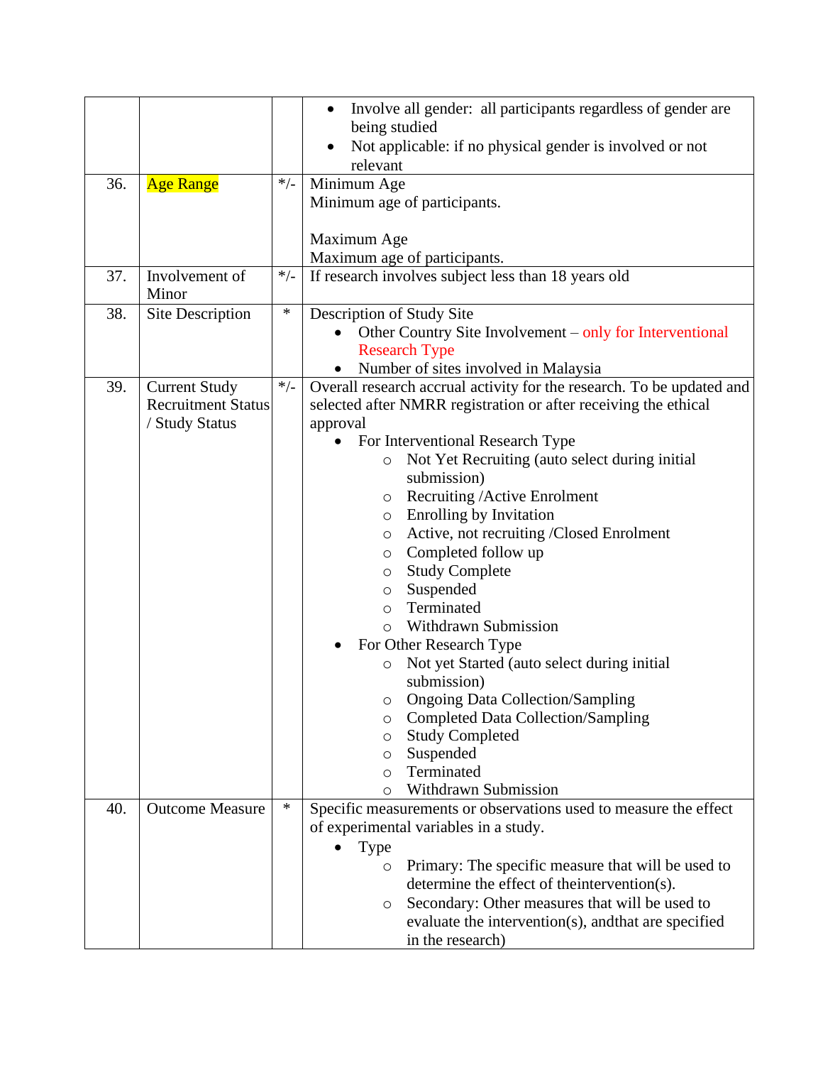|  |  |  |  |
|---|---|---|---|
|  |  |  | • Involve all gender: all participants regardless of gender are being studied<br>• Not applicable: if no physical gender is involved or not relevant |
| 36. | Age Range | */- | Minimum Age<br>Minimum age of participants.<br><br>Maximum Age<br>Maximum age of participants. |
| 37. | Involvement of Minor | */- | If research involves subject less than 18 years old |
| 38. | Site Description | * | Description of Study Site<br>• Other Country Site Involvement – only for Interventional Research Type<br>• Number of sites involved in Malaysia |
| 39. | Current Study Recruitment Status / Study Status | */- | Overall research accrual activity for the research. To be updated and selected after NMRR registration or after receiving the ethical approval<br>• For Interventional Research Type<br>&nbsp;&nbsp;&nbsp;&nbsp;○ Not Yet Recruiting (auto select during initial submission)<br>&nbsp;&nbsp;&nbsp;&nbsp;○ Recruiting /Active Enrolment<br>&nbsp;&nbsp;&nbsp;&nbsp;○ Enrolling by Invitation<br>&nbsp;&nbsp;&nbsp;&nbsp;○ Active, not recruiting /Closed Enrolment<br>&nbsp;&nbsp;&nbsp;&nbsp;○ Completed follow up<br>&nbsp;&nbsp;&nbsp;&nbsp;○ Study Complete<br>&nbsp;&nbsp;&nbsp;&nbsp;○ Suspended<br>&nbsp;&nbsp;&nbsp;&nbsp;○ Terminated<br>&nbsp;&nbsp;&nbsp;&nbsp;○ Withdrawn Submission<br>• For Other Research Type<br>&nbsp;&nbsp;&nbsp;&nbsp;○ Not yet Started (auto select during initial submission)<br>&nbsp;&nbsp;&nbsp;&nbsp;○ Ongoing Data Collection/Sampling<br>&nbsp;&nbsp;&nbsp;&nbsp;○ Completed Data Collection/Sampling<br>&nbsp;&nbsp;&nbsp;&nbsp;○ Study Completed<br>&nbsp;&nbsp;&nbsp;&nbsp;○ Suspended<br>&nbsp;&nbsp;&nbsp;&nbsp;○ Terminated<br>&nbsp;&nbsp;&nbsp;&nbsp;○ Withdrawn Submission |
| 40. | Outcome Measure | * | Specific measurements or observations used to measure the effect of experimental variables in a study.<br>• Type<br>&nbsp;&nbsp;&nbsp;&nbsp;○ Primary: The specific measure that will be used to determine the effect of theintervention(s).<br>&nbsp;&nbsp;&nbsp;&nbsp;○ Secondary: Other measures that will be used to evaluate the intervention(s), andthat are specified in the research) |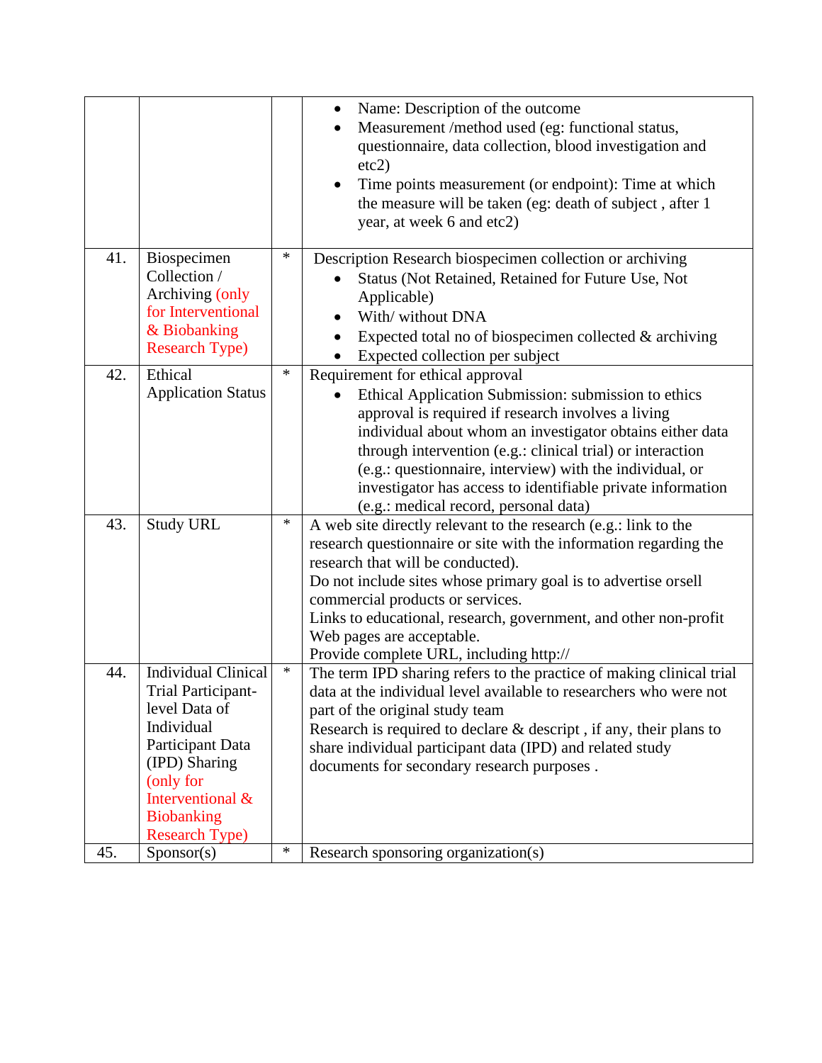| | | | |
|---|---|---|---|
| | | | • Name: Description of the outcome<br>• Measurement /method used (eg: functional status, questionnaire, data collection, blood investigation and etc2)<br>• Time points measurement (or endpoint): Time at which the measure will be taken (eg: death of subject , after 1 year, at week 6 and etc2) |
| 41. | Biospecimen Collection / Archiving (only for Interventional & Biobanking Research Type) | * | Description Research biospecimen collection or archiving<br>• Status (Not Retained, Retained for Future Use, Not Applicable)<br>• With/ without DNA<br>• Expected total no of biospecimen collected & archiving<br>• Expected collection per subject |
| 42. | Ethical Application Status | * | Requirement for ethical approval<br>• Ethical Application Submission: submission to ethics approval is required if research involves a living individual about whom an investigator obtains either data through intervention (e.g.: clinical trial) or interaction (e.g.: questionnaire, interview) with the individual, or investigator has access to identifiable private information (e.g.: medical record, personal data) |
| 43. | Study URL | * | A web site directly relevant to the research (e.g.: link to the research questionnaire or site with the information regarding the research that will be conducted).<br>Do not include sites whose primary goal is to advertise orsell commercial products or services.<br>Links to educational, research, government, and other non-profit Web pages are acceptable.<br>Provide complete URL, including http:// |
| 44. | Individual Clinical Trial Participant-level Data of Individual Participant Data (IPD) Sharing (only for Interventional & Biobanking Research Type) | * | The term IPD sharing refers to the practice of making clinical trial data at the individual level available to researchers who were not part of the original study team<br>Research is required to declare & descript , if any, their plans to share individual participant data (IPD) and related study documents for secondary research purposes . |
| 45. | Sponsor(s) | * | Research sponsoring organization(s) |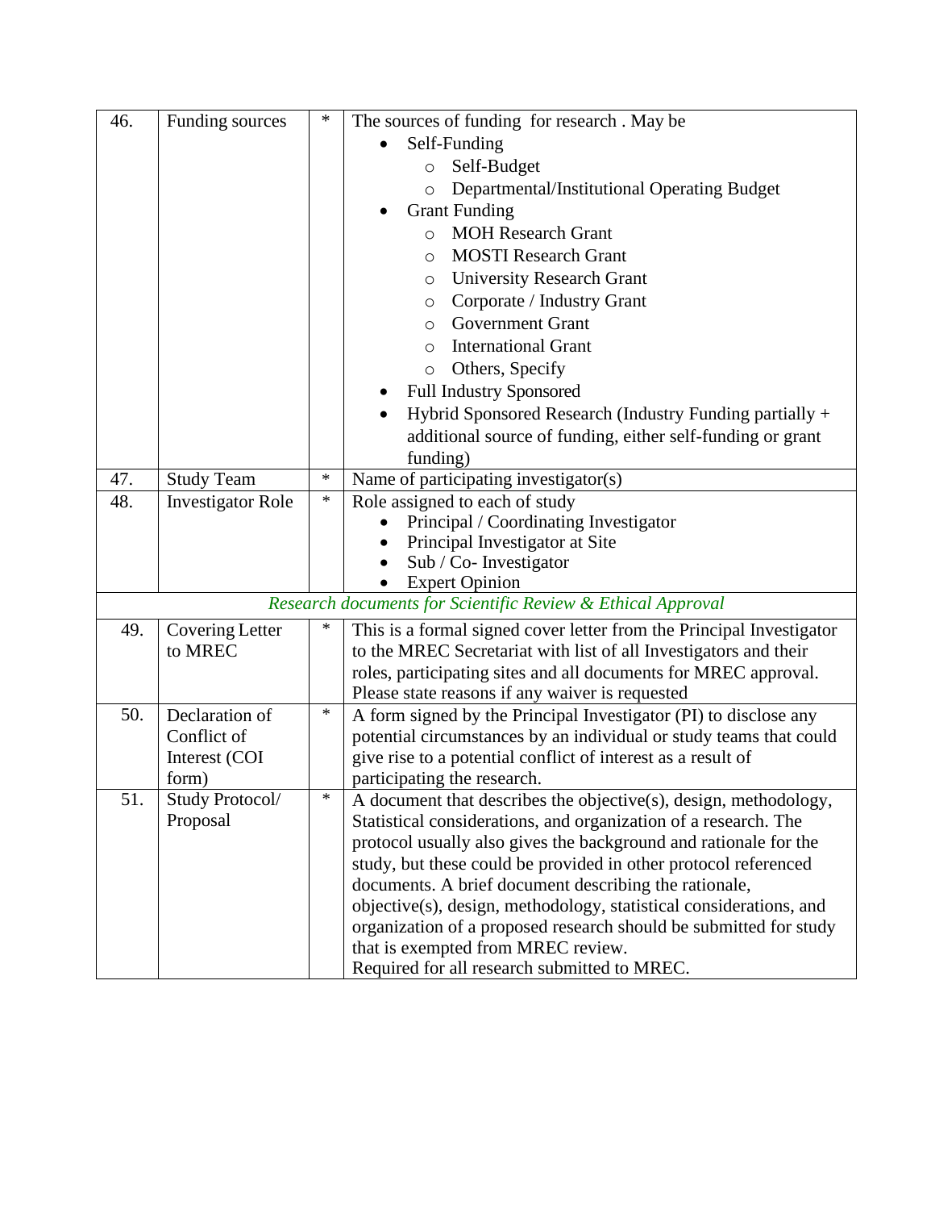| 46. | Funding sources | * | The sources of funding for research . May be<br>• Self-Funding<br>  ○ Self-Budget<br>  ○ Departmental/Institutional Operating Budget<br>• Grant Funding<br>  ○ MOH Research Grant<br>  ○ MOSTI Research Grant<br>  ○ University Research Grant<br>  ○ Corporate / Industry Grant<br>  ○ Government Grant<br>  ○ International Grant<br>  ○ Others, Specify<br>• Full Industry Sponsored<br>• Hybrid Sponsored Research (Industry Funding partially + additional source of funding, either self-funding or grant funding) |
|---|---|---|---|
| 47. | Study Team | * | Name of participating investigator(s) |
| 48. | Investigator Role | * | Role assigned to each of study<br>• Principal / Coordinating Investigator<br>• Principal Investigator at Site<br>• Sub / Co- Investigator<br>• Expert Opinion |
| | | | *Research documents for Scientific Review & Ethical Approval* |
| 49. | Covering Letter to MREC | * | This is a formal signed cover letter from the Principal Investigator to the MREC Secretariat with list of all Investigators and their roles, participating sites and all documents for MREC approval. Please state reasons if any waiver is requested |
| 50. | Declaration of Conflict of Interest (COI form) | * | A form signed by the Principal Investigator (PI) to disclose any potential circumstances by an individual or study teams that could give rise to a potential conflict of interest as a result of participating the research. |
| 51. | Study Protocol/ Proposal | * | A document that describes the objective(s), design, methodology, Statistical considerations, and organization of a research. The protocol usually also gives the background and rationale for the study, but these could be provided in other protocol referenced documents. A brief document describing the rationale, objective(s), design, methodology, statistical considerations, and organization of a proposed research should be submitted for study that is exempted from MREC review.<br>Required for all research submitted to MREC. |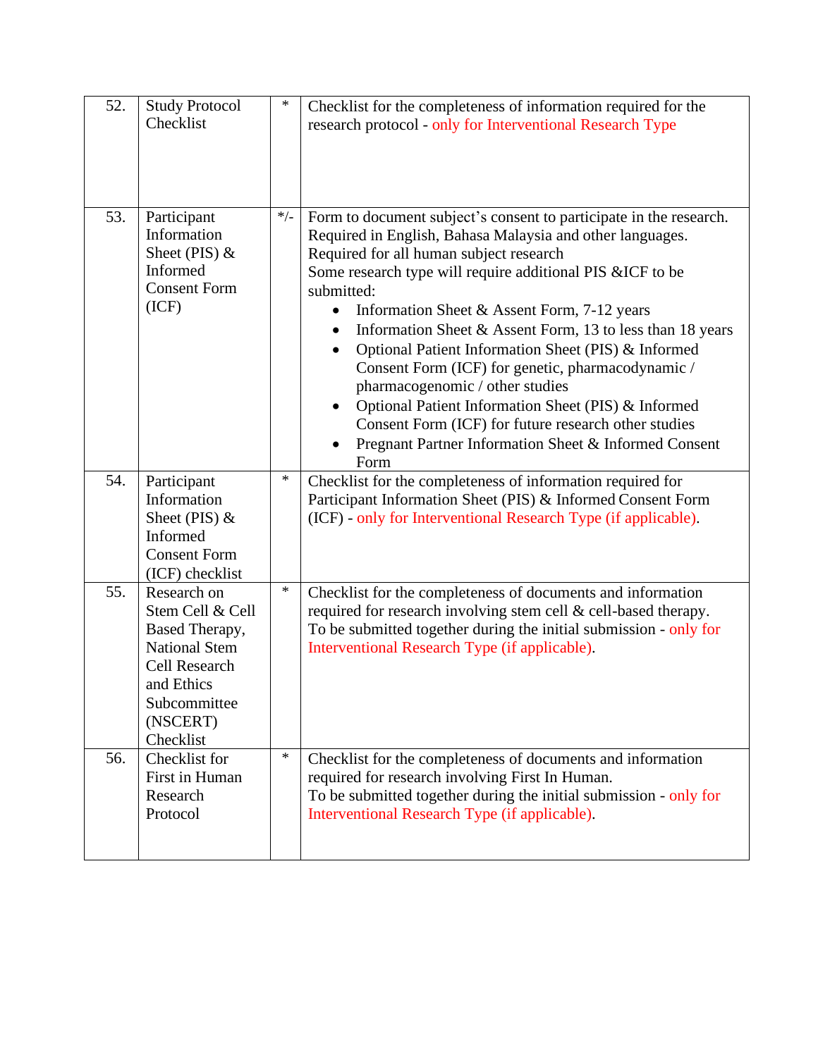| 52. | Study Protocol Checklist | * | Checklist for the completeness of information required for the research protocol - only for Interventional Research Type |
|---|---|---|---|
| 53. | Participant Information Sheet (PIS) & Informed Consent Form (ICF) | */- | Form to document subject's consent to participate in the research. Required in English, Bahasa Malaysia and other languages. Required for all human subject research<br>Some research type will require additional PIS &ICF to be submitted:<br>• Information Sheet & Assent Form, 7-12 years<br>• Information Sheet & Assent Form, 13 to less than 18 years<br>• Optional Patient Information Sheet (PIS) & Informed Consent Form (ICF) for genetic, pharmacodynamic / pharmacogenomic / other studies<br>• Optional Patient Information Sheet (PIS) & Informed Consent Form (ICF) for future research other studies<br>• Pregnant Partner Information Sheet & Informed Consent Form |
| 54. | Participant Information Sheet (PIS) & Informed Consent Form (ICF) checklist | * | Checklist for the completeness of information required for Participant Information Sheet (PIS) & Informed Consent Form (ICF) - only for Interventional Research Type (if applicable). |
| 55. | Research on Stem Cell & Cell Based Therapy, National Stem Cell Research and Ethics Subcommittee (NSCERT) Checklist | * | Checklist for the completeness of documents and information required for research involving stem cell & cell-based therapy. To be submitted together during the initial submission - only for Interventional Research Type (if applicable). |
| 56. | Checklist for First in Human Research Protocol | * | Checklist for the completeness of documents and information required for research involving First In Human. To be submitted together during the initial submission - only for Interventional Research Type (if applicable). |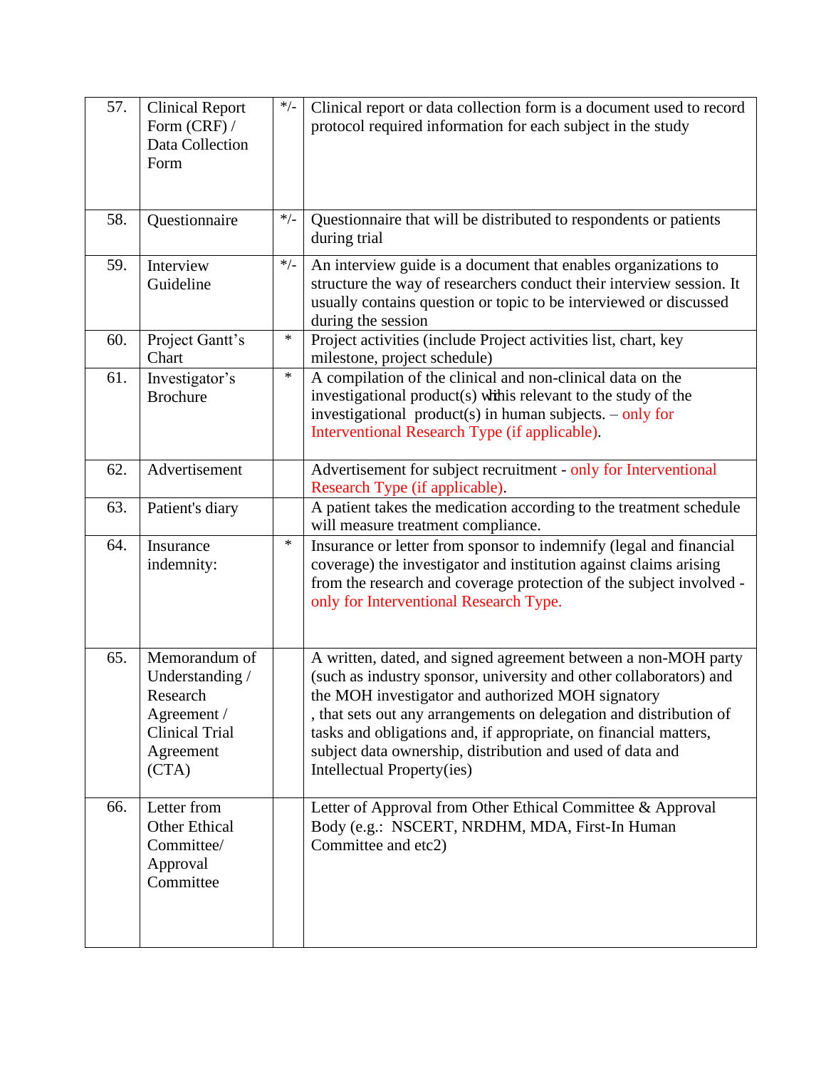| 57. | Clinical Report Form (CRF) / Data Collection Form | */- | Clinical report or data collection form is a document used to record protocol required information for each subject in the study |
|---|---|---|---|
| 58. | Questionnaire | */- | Questionnaire that will be distributed to respondents or patients during trial |
| 59. | Interview Guideline | */- | An interview guide is a document that enables organizations to structure the way of researchers conduct their interview session. It usually contains question or topic to be interviewed or discussed during the session |
| 60. | Project Gantt's Chart | * | Project activities (include Project activities list, chart, key milestone, project schedule) |
| 61. | Investigator's Brochure | * | A compilation of the clinical and non-clinical data on the investigational product(s) which is relevant to the study of the investigational product(s) in human subjects. – only for Interventional Research Type (if applicable). |
| 62. | Advertisement | | Advertisement for subject recruitment - only for Interventional Research Type (if applicable). |
| 63. | Patient's diary | | A patient takes the medication according to the treatment schedule will measure treatment compliance. |
| 64. | Insurance indemnity: | * | Insurance or letter from sponsor to indemnify (legal and financial coverage) the investigator and institution against claims arising from the research and coverage protection of the subject involved - only for Interventional Research Type. |
| 65. | Memorandum of Understanding / Research Agreement / Clinical Trial Agreement (CTA) | | A written, dated, and signed agreement between a non-MOH party (such as industry sponsor, university and other collaborators) and the MOH investigator and authorized MOH signatory , that sets out any arrangements on delegation and distribution of tasks and obligations and, if appropriate, on financial matters, subject data ownership, distribution and used of data and Intellectual Property(ies) |
| 66. | Letter from Other Ethical Committee/ Approval Committee | | Letter of Approval from Other Ethical Committee & Approval Body (e.g.: NSCERT, NRDHM, MDA, First-In Human Committee and etc2) |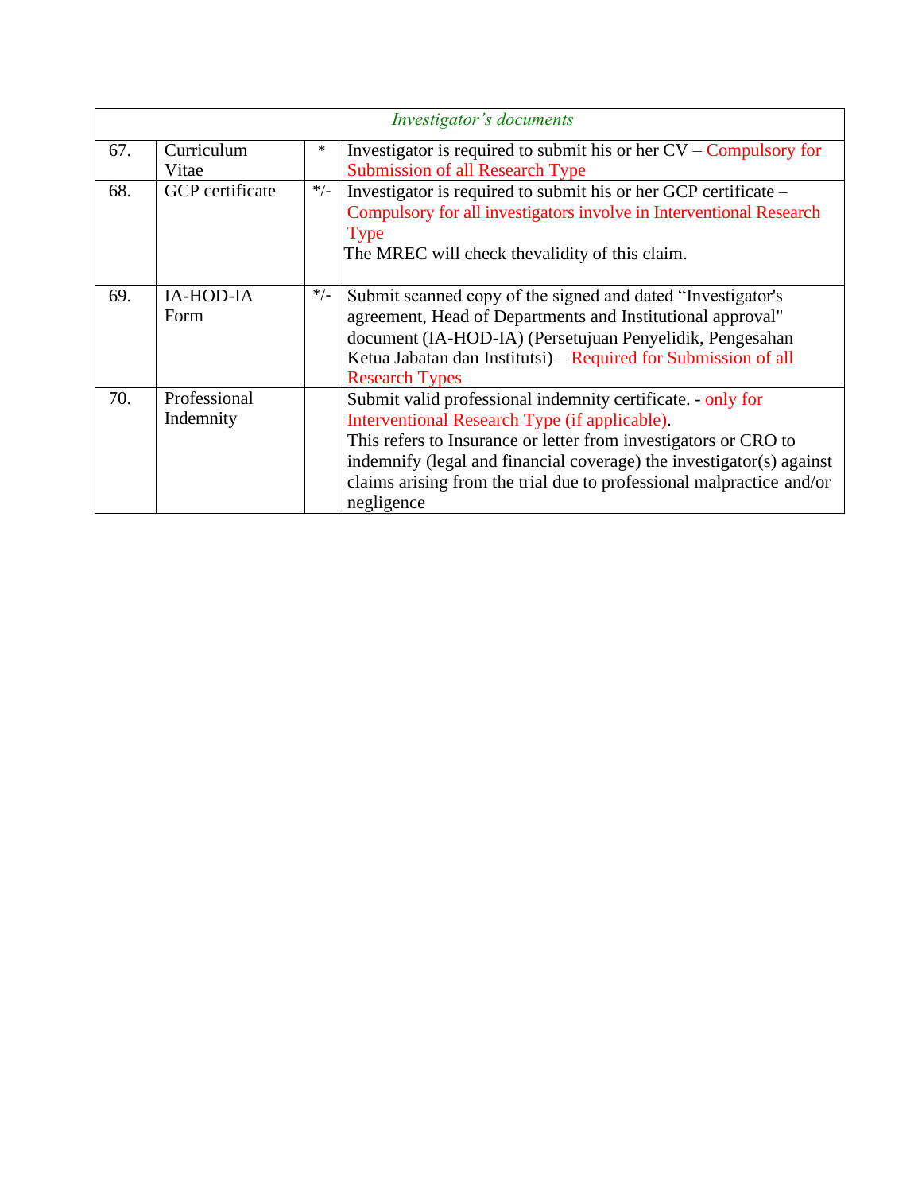| | | | |
|---|---|---|---|
| *Investigator's documents* | | | |
| 67. | Curriculum Vitae | * | Investigator is required to submit his or her CV – Compulsory for Submission of all Research Type |
| 68. | GCP certificate | */- | Investigator is required to submit his or her GCP certificate – Compulsory for all investigators involve in Interventional Research Type<br>The MREC will check thevalidity of this claim. |
| 69. | IA-HOD-IA Form | */- | Submit scanned copy of the signed and dated "Investigator's agreement, Head of Departments and Institutional approval" document (IA-HOD-IA) (Persetujuan Penyelidik, Pengesahan Ketua Jabatan dan Institutsi) – Required for Submission of all Research Types |
| 70. | Professional Indemnity | | Submit valid professional indemnity certificate. - only for Interventional Research Type (if applicable).<br>This refers to Insurance or letter from investigators or CRO to indemnify (legal and financial coverage) the investigator(s) against claims arising from the trial due to professional malpractice and/or negligence |